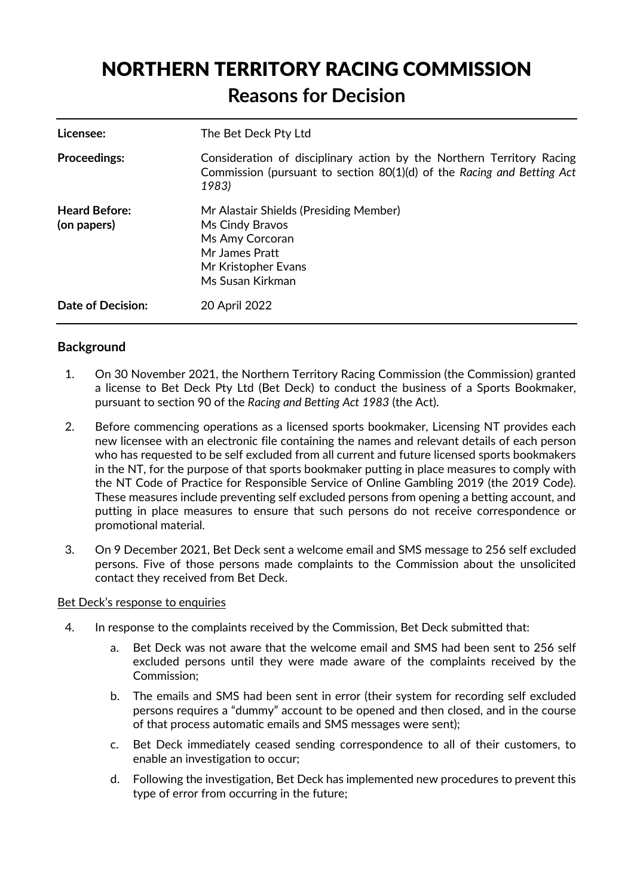# NORTHERN TERRITORY RACING COMMISSION
## Reasons for Decision

| | |
|---|---|
| **Licensee:** | The Bet Deck Pty Ltd |
| **Proceedings:** | Consideration of disciplinary action by the Northern Territory Racing Commission (pursuant to section 80(1)(d) of the *Racing and Betting Act 1983)* |
| **Heard Before: (on papers)** | Mr Alastair Shields (Presiding Member)<br>Ms Cindy Bravos<br>Ms Amy Corcoran<br>Mr James Pratt<br>Mr Kristopher Evans<br>Ms Susan Kirkman |
| **Date of Decision:** | 20 April 2022 |

### Background

1. On 30 November 2021, the Northern Territory Racing Commission (the Commission) granted a license to Bet Deck Pty Ltd (Bet Deck) to conduct the business of a Sports Bookmaker, pursuant to section 90 of the *Racing and Betting Act 1983* (the Act).

2. Before commencing operations as a licensed sports bookmaker, Licensing NT provides each new licensee with an electronic file containing the names and relevant details of each person who has requested to be self excluded from all current and future licensed sports bookmakers in the NT, for the purpose of that sports bookmaker putting in place measures to comply with the NT Code of Practice for Responsible Service of Online Gambling 2019 (the 2019 Code). These measures include preventing self excluded persons from opening a betting account, and putting in place measures to ensure that such persons do not receive correspondence or promotional material.

3. On 9 December 2021, Bet Deck sent a welcome email and SMS message to 256 self excluded persons. Five of those persons made complaints to the Commission about the unsolicited contact they received from Bet Deck.

<u>Bet Deck's response to enquiries</u>

4. In response to the complaints received by the Commission, Bet Deck submitted that:

    a. Bet Deck was not aware that the welcome email and SMS had been sent to 256 self excluded persons until they were made aware of the complaints received by the Commission;

    b. The emails and SMS had been sent in error (their system for recording self excluded persons requires a "dummy" account to be opened and then closed, and in the course of that process automatic emails and SMS messages were sent);

    c. Bet Deck immediately ceased sending correspondence to all of their customers, to enable an investigation to occur;

    d. Following the investigation, Bet Deck has implemented new procedures to prevent this type of error from occurring in the future;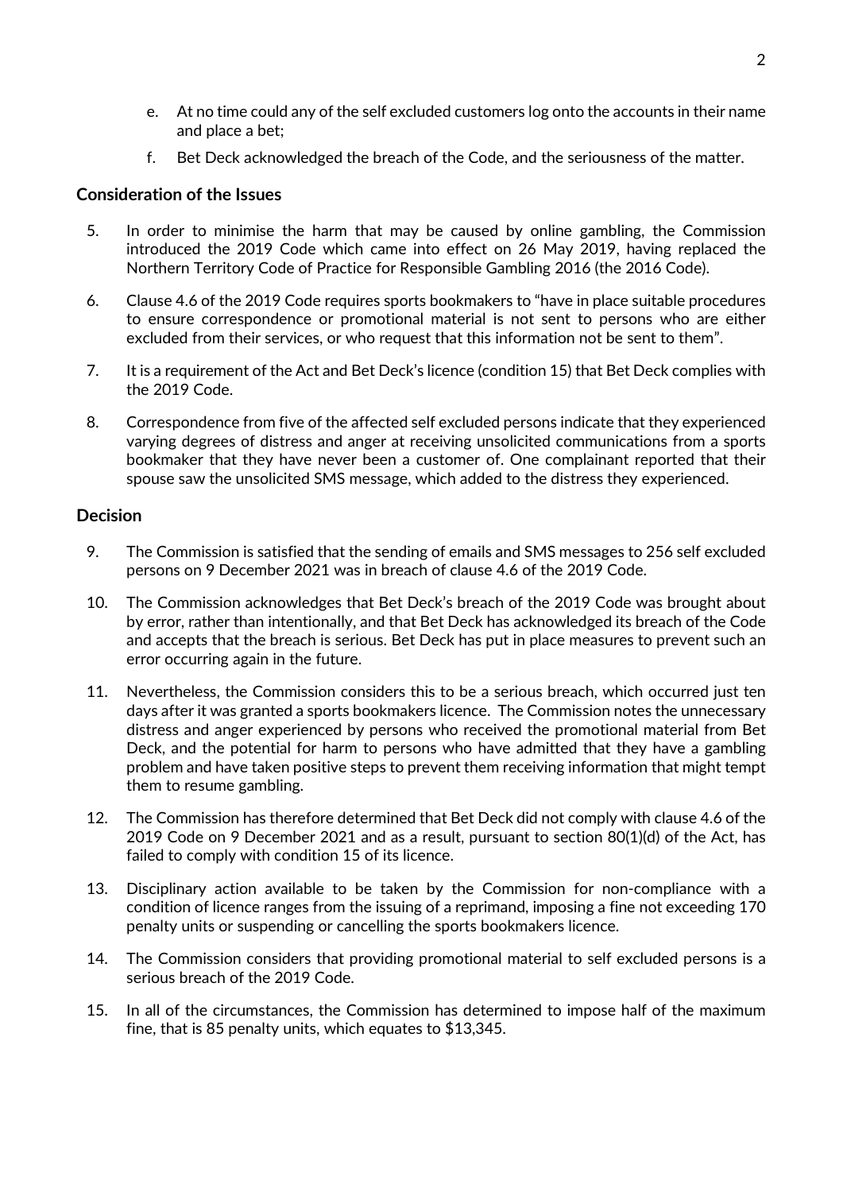e. At no time could any of the self excluded customers log onto the accounts in their name and place a bet;

   f. Bet Deck acknowledged the breach of the Code, and the seriousness of the matter.

### Consideration of the Issues

5. In order to minimise the harm that may be caused by online gambling, the Commission introduced the 2019 Code which came into effect on 26 May 2019, having replaced the Northern Territory Code of Practice for Responsible Gambling 2016 (the 2016 Code).

6. Clause 4.6 of the 2019 Code requires sports bookmakers to "have in place suitable procedures to ensure correspondence or promotional material is not sent to persons who are either excluded from their services, or who request that this information not be sent to them".

7. It is a requirement of the Act and Bet Deck's licence (condition 15) that Bet Deck complies with the 2019 Code.

8. Correspondence from five of the affected self excluded persons indicate that they experienced varying degrees of distress and anger at receiving unsolicited communications from a sports bookmaker that they have never been a customer of. One complainant reported that their spouse saw the unsolicited SMS message, which added to the distress they experienced.

### Decision

9. The Commission is satisfied that the sending of emails and SMS messages to 256 self excluded persons on 9 December 2021 was in breach of clause 4.6 of the 2019 Code.

10. The Commission acknowledges that Bet Deck's breach of the 2019 Code was brought about by error, rather than intentionally, and that Bet Deck has acknowledged its breach of the Code and accepts that the breach is serious. Bet Deck has put in place measures to prevent such an error occurring again in the future.

11. Nevertheless, the Commission considers this to be a serious breach, which occurred just ten days after it was granted a sports bookmakers licence. The Commission notes the unnecessary distress and anger experienced by persons who received the promotional material from Bet Deck, and the potential for harm to persons who have admitted that they have a gambling problem and have taken positive steps to prevent them receiving information that might tempt them to resume gambling.

12. The Commission has therefore determined that Bet Deck did not comply with clause 4.6 of the 2019 Code on 9 December 2021 and as a result, pursuant to section 80(1)(d) of the Act, has failed to comply with condition 15 of its licence.

13. Disciplinary action available to be taken by the Commission for non-compliance with a condition of licence ranges from the issuing of a reprimand, imposing a fine not exceeding 170 penalty units or suspending or cancelling the sports bookmakers licence.

14. The Commission considers that providing promotional material to self excluded persons is a serious breach of the 2019 Code.

15. In all of the circumstances, the Commission has determined to impose half of the maximum fine, that is 85 penalty units, which equates to $13,345.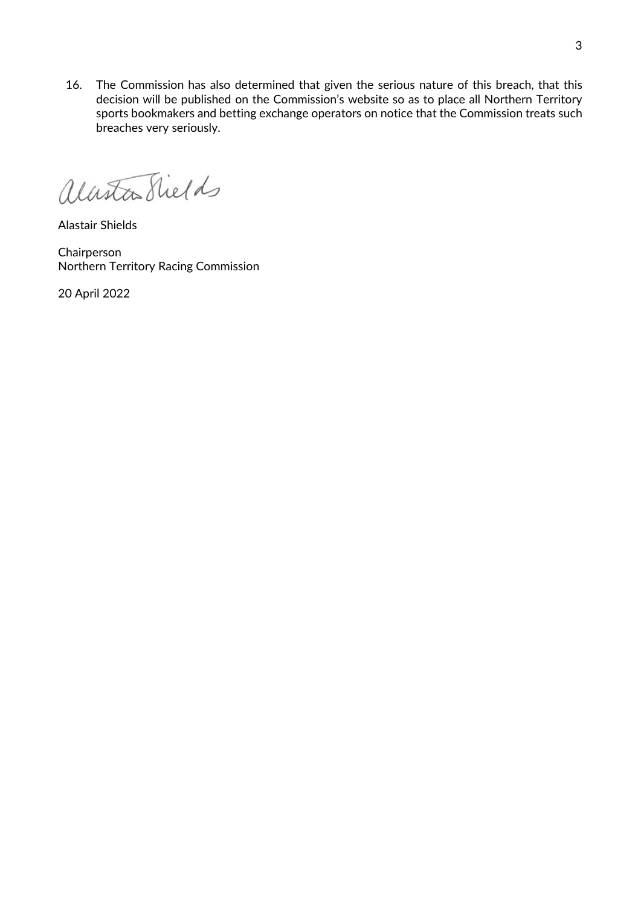16. The Commission has also determined that given the serious nature of this breach, that this decision will be published on the Commission's website so as to place all Northern Territory sports bookmakers and betting exchange operators on notice that the Commission treats such breaches very seriously.

Alastair Shields

Chairperson
Northern Territory Racing Commission

20 April 2022